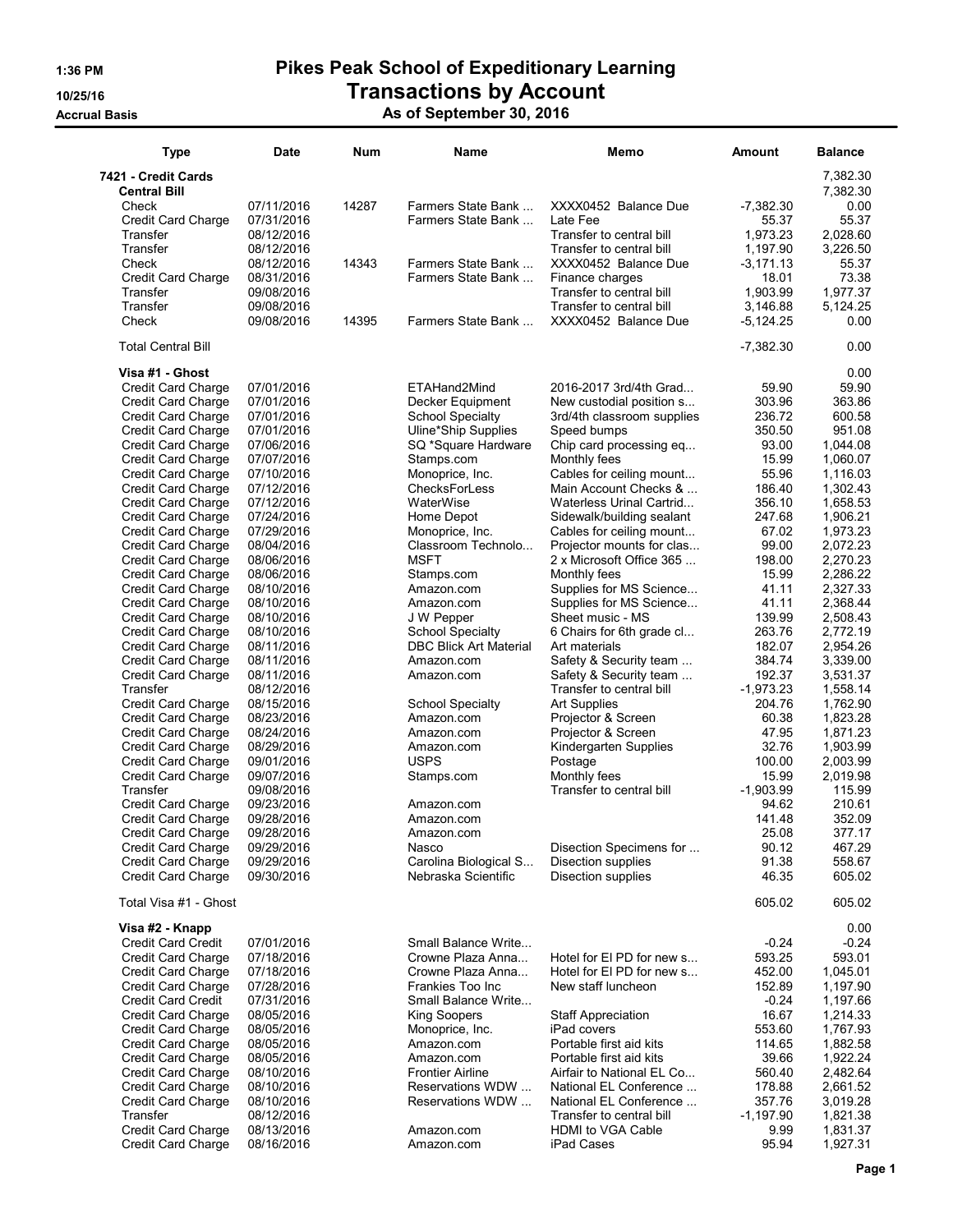# Pikes Peak School of Expeditionary Learning

## Transactions by Account

### As of September 30, 2016

1:36 PM
10/25/16
Accrual Basis

| Type | Date | Num | Name | Memo | Amount | Balance |
|---|---|---|---|---|---|---|
| **7421 - Credit Cards** | | | | | | 7,382.30 |
| **Central Bill** | | | | | | 7,382.30 |
| Check | 07/11/2016 | 14287 | Farmers State Bank ... | XXXX0452 Balance Due | -7,382.30 | 0.00 |
| Credit Card Charge | 07/31/2016 | | Farmers State Bank ... | Late Fee | 55.37 | 55.37 |
| Transfer | 08/12/2016 | | | Transfer to central bill | 1,973.23 | 2,028.60 |
| Transfer | 08/12/2016 | | | Transfer to central bill | 1,197.90 | 3,226.50 |
| Check | 08/12/2016 | 14343 | Farmers State Bank ... | XXXX0452 Balance Due | -3,171.13 | 55.37 |
| Credit Card Charge | 08/31/2016 | | Farmers State Bank ... | Finance charges | 18.01 | 73.38 |
| Transfer | 09/08/2016 | | | Transfer to central bill | 1,903.99 | 1,977.37 |
| Transfer | 09/08/2016 | | | Transfer to central bill | 3,146.88 | 5,124.25 |
| Check | 09/08/2016 | 14395 | Farmers State Bank ... | XXXX0452 Balance Due | -5,124.25 | 0.00 |
| Total Central Bill | | | | | -7,382.30 | 0.00 |
| **Visa #1 - Ghost** | | | | | | 0.00 |
| Credit Card Charge | 07/01/2016 | | ETAHand2Mind | 2016-2017 3rd/4th Grad... | 59.90 | 59.90 |
| Credit Card Charge | 07/01/2016 | | Decker Equipment | New custodial position s... | 303.96 | 363.86 |
| Credit Card Charge | 07/01/2016 | | School Specialty | 3rd/4th classroom supplies | 236.72 | 600.58 |
| Credit Card Charge | 07/01/2016 | | Uline*Ship Supplies | Speed bumps | 350.50 | 951.08 |
| Credit Card Charge | 07/06/2016 | | SQ *Square Hardware | Chip card processing eq... | 93.00 | 1,044.08 |
| Credit Card Charge | 07/07/2016 | | Stamps.com | Monthly fees | 15.99 | 1,060.07 |
| Credit Card Charge | 07/10/2016 | | Monoprice, Inc. | Cables for ceiling mount... | 55.96 | 1,116.03 |
| Credit Card Charge | 07/12/2016 | | ChecksForLess | Main Account Checks & ... | 186.40 | 1,302.43 |
| Credit Card Charge | 07/12/2016 | | WaterWise | Waterless Urinal Cartrid... | 356.10 | 1,658.53 |
| Credit Card Charge | 07/24/2016 | | Home Depot | Sidewalk/building sealant | 247.68 | 1,906.21 |
| Credit Card Charge | 07/29/2016 | | Monoprice, Inc. | Cables for ceiling mount... | 67.02 | 1,973.23 |
| Credit Card Charge | 08/04/2016 | | Classroom Technolo... | Projector mounts for clas... | 99.00 | 2,072.23 |
| Credit Card Charge | 08/06/2016 | | MSFT | 2 x Microsoft Office 365 ... | 198.00 | 2,270.23 |
| Credit Card Charge | 08/06/2016 | | Stamps.com | Monthly fees | 15.99 | 2,286.22 |
| Credit Card Charge | 08/10/2016 | | Amazon.com | Supplies for MS Science... | 41.11 | 2,327.33 |
| Credit Card Charge | 08/10/2016 | | Amazon.com | Supplies for MS Science... | 41.11 | 2,368.44 |
| Credit Card Charge | 08/10/2016 | | J W Pepper | Sheet music - MS | 139.99 | 2,508.43 |
| Credit Card Charge | 08/10/2016 | | School Specialty | 6 Chairs for 6th grade cl... | 263.76 | 2,772.19 |
| Credit Card Charge | 08/11/2016 | | DBC Blick Art Material | Art materials | 182.07 | 2,954.26 |
| Credit Card Charge | 08/11/2016 | | Amazon.com | Safety & Security team ... | 384.74 | 3,339.00 |
| Credit Card Charge | 08/11/2016 | | Amazon.com | Safety & Security team ... | 192.37 | 3,531.37 |
| Transfer | 08/12/2016 | | | Transfer to central bill | -1,973.23 | 1,558.14 |
| Credit Card Charge | 08/15/2016 | | School Specialty | Art Supplies | 204.76 | 1,762.90 |
| Credit Card Charge | 08/23/2016 | | Amazon.com | Projector & Screen | 60.38 | 1,823.28 |
| Credit Card Charge | 08/24/2016 | | Amazon.com | Projector & Screen | 47.95 | 1,871.23 |
| Credit Card Charge | 08/29/2016 | | Amazon.com | Kindergarten Supplies | 32.76 | 1,903.99 |
| Credit Card Charge | 09/01/2016 | | USPS | Postage | 100.00 | 2,003.99 |
| Credit Card Charge | 09/07/2016 | | Stamps.com | Monthly fees | 15.99 | 2,019.98 |
| Transfer | 09/08/2016 | | | Transfer to central bill | -1,903.99 | 115.99 |
| Credit Card Charge | 09/23/2016 | | Amazon.com | | 94.62 | 210.61 |
| Credit Card Charge | 09/28/2016 | | Amazon.com | | 141.48 | 352.09 |
| Credit Card Charge | 09/28/2016 | | Amazon.com | | 25.08 | 377.17 |
| Credit Card Charge | 09/29/2016 | | Nasco | Disection Specimens for ... | 90.12 | 467.29 |
| Credit Card Charge | 09/29/2016 | | Carolina Biological S... | Disection supplies | 91.38 | 558.67 |
| Credit Card Charge | 09/30/2016 | | Nebraska Scientific | Disection supplies | 46.35 | 605.02 |
| Total Visa #1 - Ghost | | | | | 605.02 | 605.02 |
| **Visa #2 - Knapp** | | | | | | 0.00 |
| Credit Card Credit | 07/01/2016 | | Small Balance Write... | | -0.24 | -0.24 |
| Credit Card Charge | 07/18/2016 | | Crowne Plaza Anna... | Hotel for El PD for new s... | 593.25 | 593.01 |
| Credit Card Charge | 07/18/2016 | | Crowne Plaza Anna... | Hotel for El PD for new s... | 452.00 | 1,045.01 |
| Credit Card Charge | 07/28/2016 | | Frankies Too Inc | New staff luncheon | 152.89 | 1,197.90 |
| Credit Card Credit | 07/31/2016 | | Small Balance Write... | | -0.24 | 1,197.66 |
| Credit Card Charge | 08/05/2016 | | King Soopers | Staff Appreciation | 16.67 | 1,214.33 |
| Credit Card Charge | 08/05/2016 | | Monoprice, Inc. | iPad covers | 553.60 | 1,767.93 |
| Credit Card Charge | 08/05/2016 | | Amazon.com | Portable first aid kits | 114.65 | 1,882.58 |
| Credit Card Charge | 08/05/2016 | | Amazon.com | Portable first aid kits | 39.66 | 1,922.24 |
| Credit Card Charge | 08/10/2016 | | Frontier Airline | Airfair to National EL Co... | 560.40 | 2,482.64 |
| Credit Card Charge | 08/10/2016 | | Reservations WDW ... | National EL Conference ... | 178.88 | 2,661.52 |
| Credit Card Charge | 08/10/2016 | | Reservations WDW ... | National EL Conference ... | 357.76 | 3,019.28 |
| Transfer | 08/12/2016 | | | Transfer to central bill | -1,197.90 | 1,821.38 |
| Credit Card Charge | 08/13/2016 | | Amazon.com | HDMI to VGA Cable | 9.99 | 1,831.37 |
| Credit Card Charge | 08/16/2016 | | Amazon.com | iPad Cases | 95.94 | 1,927.31 |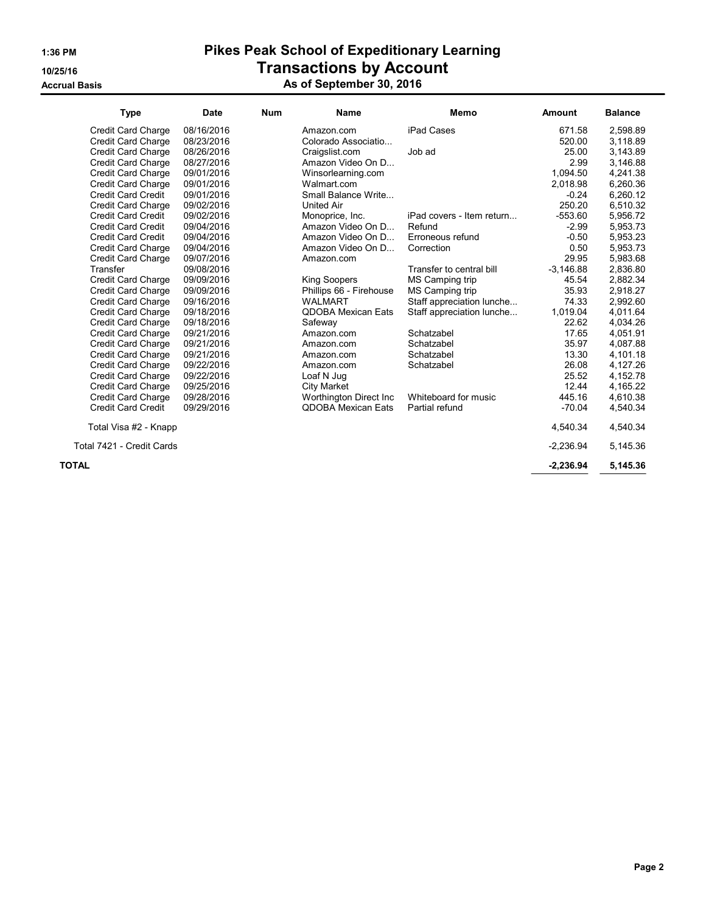# Pikes Peak School of Expeditionary Learning

## Transactions by Account

### As of September 30, 2016

1:36 PM
10/25/16
Accrual Basis

| Type | Date | Num | Name | Memo | Amount | Balance |
|---|---|---|---|---|---|---|
| Credit Card Charge | 08/16/2016 | | Amazon.com | iPad Cases | 671.58 | 2,598.89 |
| Credit Card Charge | 08/23/2016 | | Colorado Associatio... | | 520.00 | 3,118.89 |
| Credit Card Charge | 08/26/2016 | | Craigslist.com | Job ad | 25.00 | 3,143.89 |
| Credit Card Charge | 08/27/2016 | | Amazon Video On D... | | 2.99 | 3,146.88 |
| Credit Card Charge | 09/01/2016 | | Winsorlearning.com | | 1,094.50 | 4,241.38 |
| Credit Card Charge | 09/01/2016 | | Walmart.com | | 2,018.98 | 6,260.36 |
| Credit Card Credit | 09/01/2016 | | Small Balance Write... | | -0.24 | 6,260.12 |
| Credit Card Charge | 09/02/2016 | | United Air | | 250.20 | 6,510.32 |
| Credit Card Credit | 09/02/2016 | | Monoprice, Inc. | iPad covers - Item return... | -553.60 | 5,956.72 |
| Credit Card Credit | 09/04/2016 | | Amazon Video On D... | Refund | -2.99 | 5,953.73 |
| Credit Card Credit | 09/04/2016 | | Amazon Video On D... | Erroneous refund | -0.50 | 5,953.23 |
| Credit Card Charge | 09/04/2016 | | Amazon Video On D... | Correction | 0.50 | 5,953.73 |
| Credit Card Charge | 09/07/2016 | | Amazon.com | | 29.95 | 5,983.68 |
| Transfer | 09/08/2016 | | | Transfer to central bill | -3,146.88 | 2,836.80 |
| Credit Card Charge | 09/09/2016 | | King Soopers | MS Camping trip | 45.54 | 2,882.34 |
| Credit Card Charge | 09/09/2016 | | Phillips 66 - Firehouse | MS Camping trip | 35.93 | 2,918.27 |
| Credit Card Charge | 09/16/2016 | | WALMART | Staff appreciation lunche... | 74.33 | 2,992.60 |
| Credit Card Charge | 09/18/2016 | | QDOBA Mexican Eats | Staff appreciation lunche... | 1,019.04 | 4,011.64 |
| Credit Card Charge | 09/18/2016 | | Safeway | | 22.62 | 4,034.26 |
| Credit Card Charge | 09/21/2016 | | Amazon.com | Schatzabel | 17.65 | 4,051.91 |
| Credit Card Charge | 09/21/2016 | | Amazon.com | Schatzabel | 35.97 | 4,087.88 |
| Credit Card Charge | 09/21/2016 | | Amazon.com | Schatzabel | 13.30 | 4,101.18 |
| Credit Card Charge | 09/22/2016 | | Amazon.com | Schatzabel | 26.08 | 4,127.26 |
| Credit Card Charge | 09/22/2016 | | Loaf N Jug | | 25.52 | 4,152.78 |
| Credit Card Charge | 09/25/2016 | | City Market | | 12.44 | 4,165.22 |
| Credit Card Charge | 09/28/2016 | | Worthington Direct Inc | Whiteboard for music | 445.16 | 4,610.38 |
| Credit Card Credit | 09/29/2016 | | QDOBA Mexican Eats | Partial refund | -70.04 | 4,540.34 |
| Total Visa #2 - Knapp | | | | | 4,540.34 | 4,540.34 |
| Total 7421 - Credit Cards | | | | | -2,236.94 | 5,145.36 |
| **TOTAL** | | | | | **-2,236.94** | **5,145.36** |